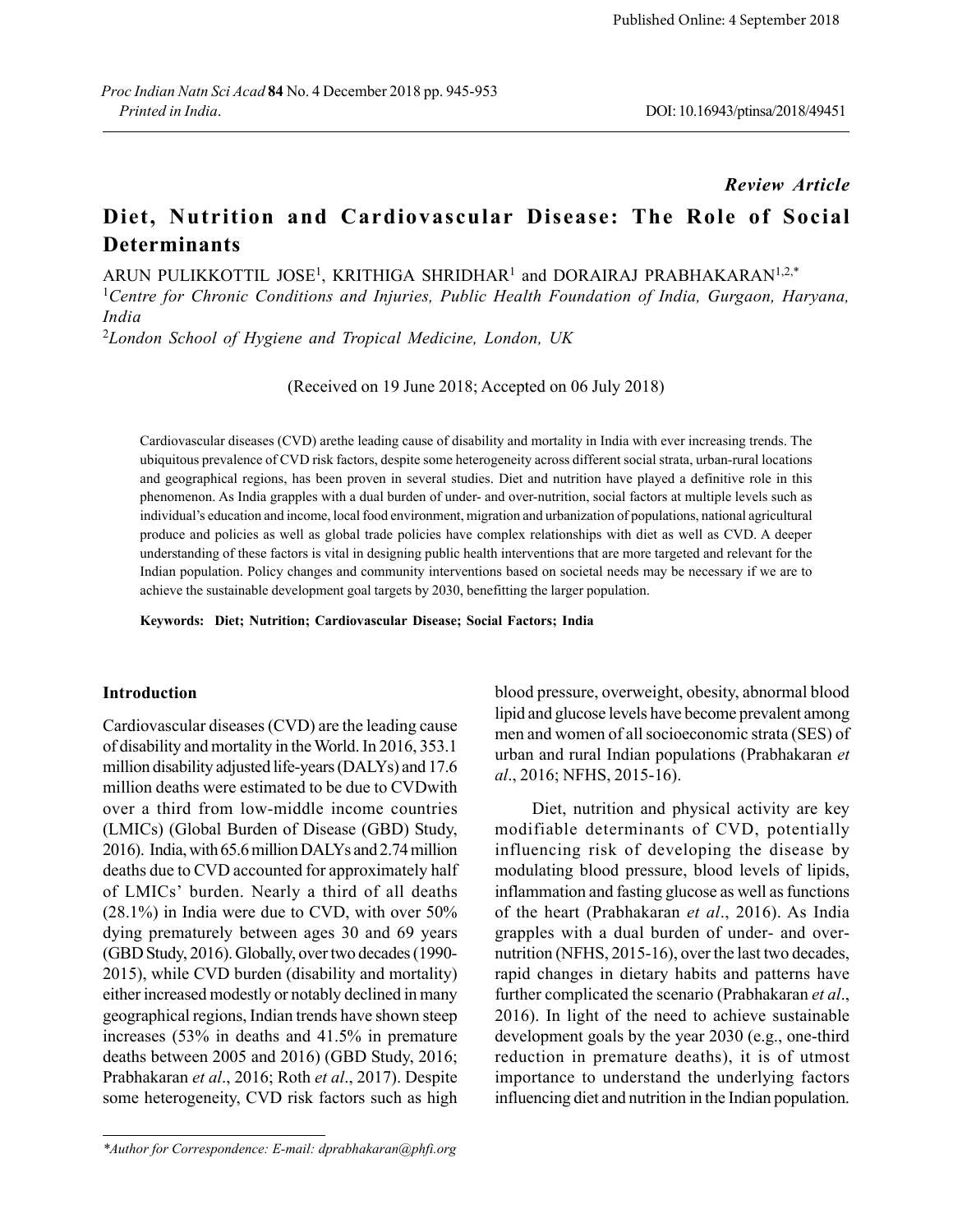Published Online: 4 September 2018

*Review Article*

# Diet, Nutrition and Cardiovascular Disease: The Role of Social Determinants

ARUN PULIKKOTTIL JOSE[1], KRITHIGA SHRIDHAR[1] and DORAIRAJ PRABHAKARAN[1,2,*]

[1]*Centre for Chronic Conditions and Injuries, Public Health Foundation of India, Gurgaon, Haryana, India*

[2]*London School of Hygiene and Tropical Medicine, London, UK*

(Received on 19 June 2018; Accepted on 06 July 2018)

Cardiovascular diseases (CVD) arethe leading cause of disability and mortality in India with ever increasing trends. The ubiquitous prevalence of CVD risk factors, despite some heterogeneity across different social strata, urban-rural locations and geographical regions, has been proven in several studies. Diet and nutrition have played a definitive role in this phenomenon. As India grapples with a dual burden of under- and over-nutrition, social factors at multiple levels such as individual's education and income, local food environment, migration and urbanization of populations, national agricultural produce and policies as well as global trade policies have complex relationships with diet as well as CVD. A deeper understanding of these factors is vital in designing public health interventions that are more targeted and relevant for the Indian population. Policy changes and community interventions based on societal needs may be necessary if we are to achieve the sustainable development goal targets by 2030, benefitting the larger population.

**Keywords: Diet; Nutrition; Cardiovascular Disease; Social Factors; India**

## Introduction

Cardiovascular diseases (CVD) are the leading cause of disability and mortality in the World. In 2016, 353.1 million disability adjusted life-years (DALYs) and 17.6 million deaths were estimated to be due to CVDwith over a third from low-middle income countries (LMICs) (Global Burden of Disease (GBD) Study, 2016). India, with 65.6 million DALYs and 2.74 million deaths due to CVD accounted for approximately half of LMICs' burden. Nearly a third of all deaths (28.1%) in India were due to CVD, with over 50% dying prematurely between ages 30 and 69 years (GBD Study, 2016). Globally, over two decades (1990-2015), while CVD burden (disability and mortality) either increased modestly or notably declined in many geographical regions, Indian trends have shown steep increases (53% in deaths and 41.5% in premature deaths between 2005 and 2016) (GBD Study, 2016; Prabhakaran *et al*., 2016; Roth *et al*., 2017). Despite some heterogeneity, CVD risk factors such as high blood pressure, overweight, obesity, abnormal blood lipid and glucose levels have become prevalent among men and women of all socioeconomic strata (SES) of urban and rural Indian populations (Prabhakaran *et al*., 2016; NFHS, 2015-16).

Diet, nutrition and physical activity are key modifiable determinants of CVD, potentially influencing risk of developing the disease by modulating blood pressure, blood levels of lipids, inflammation and fasting glucose as well as functions of the heart (Prabhakaran *et al*., 2016). As India grapples with a dual burden of under- and over-nutrition (NFHS, 2015-16), over the last two decades, rapid changes in dietary habits and patterns have further complicated the scenario (Prabhakaran *et al*., 2016). In light of the need to achieve sustainable development goals by the year 2030 (e.g., one-third reduction in premature deaths), it is of utmost importance to understand the underlying factors influencing diet and nutrition in the Indian population.

*Author for Correspondence: E-mail: dprabhakaran@phfi.org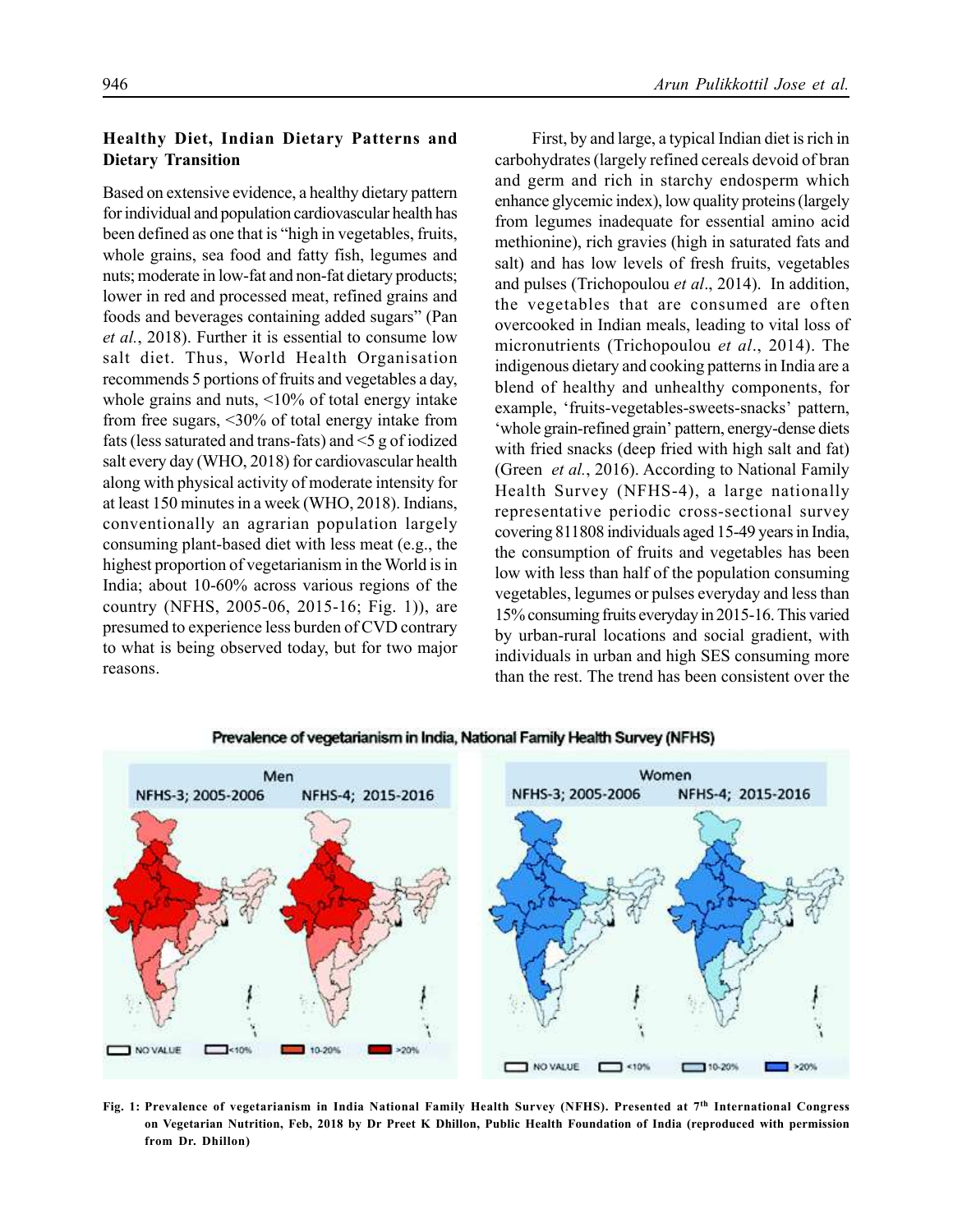## Healthy Diet, Indian Dietary Patterns and Dietary Transition

Based on extensive evidence, a healthy dietary pattern for individual and population cardiovascular health has been defined as one that is "high in vegetables, fruits, whole grains, sea food and fatty fish, legumes and nuts; moderate in low-fat and non-fat dietary products; lower in red and processed meat, refined grains and foods and beverages containing added sugars" (Pan *et al.*, 2018). Further it is essential to consume low salt diet. Thus, World Health Organisation recommends 5 portions of fruits and vegetables a day, whole grains and nuts, <10% of total energy intake from free sugars, <30% of total energy intake from fats (less saturated and trans-fats) and <5 g of iodized salt every day (WHO, 2018) for cardiovascular health along with physical activity of moderate intensity for at least 150 minutes in a week (WHO, 2018). Indians, conventionally an agrarian population largely consuming plant-based diet with less meat (e.g., the highest proportion of vegetarianism in the World is in India; about 10-60% across various regions of the country (NFHS, 2005-06, 2015-16; Fig. 1)), are presumed to experience less burden of CVD contrary to what is being observed today, but for two major reasons.

First, by and large, a typical Indian diet is rich in carbohydrates (largely refined cereals devoid of bran and germ and rich in starchy endosperm which enhance glycemic index), low quality proteins (largely from legumes inadequate for essential amino acid methionine), rich gravies (high in saturated fats and salt) and has low levels of fresh fruits, vegetables and pulses (Trichopoulou *et al*., 2014). In addition, the vegetables that are consumed are often overcooked in Indian meals, leading to vital loss of micronutrients (Trichopoulou *et al*., 2014). The indigenous dietary and cooking patterns in India are a blend of healthy and unhealthy components, for example, 'fruits-vegetables-sweets-snacks' pattern, 'whole grain-refined grain' pattern, energy-dense diets with fried snacks (deep fried with high salt and fat) (Green *et al.*, 2016). According to National Family Health Survey (NFHS-4), a large nationally representative periodic cross-sectional survey covering 811808 individuals aged 15-49 years in India, the consumption of fruits and vegetables has been low with less than half of the population consuming vegetables, legumes or pulses everyday and less than 15% consuming fruits everyday in 2015-16. This varied by urban-rural locations and social gradient, with individuals in urban and high SES consuming more than the rest. The trend has been consistent over the

**Fig. 1: Prevalence of vegetarianism in India National Family Health Survey (NFHS). Presented at 7th International Congress on Vegetarian Nutrition, Feb, 2018 by Dr Preet K Dhillon, Public Health Foundation of India (reproduced with permission from Dr. Dhillon)**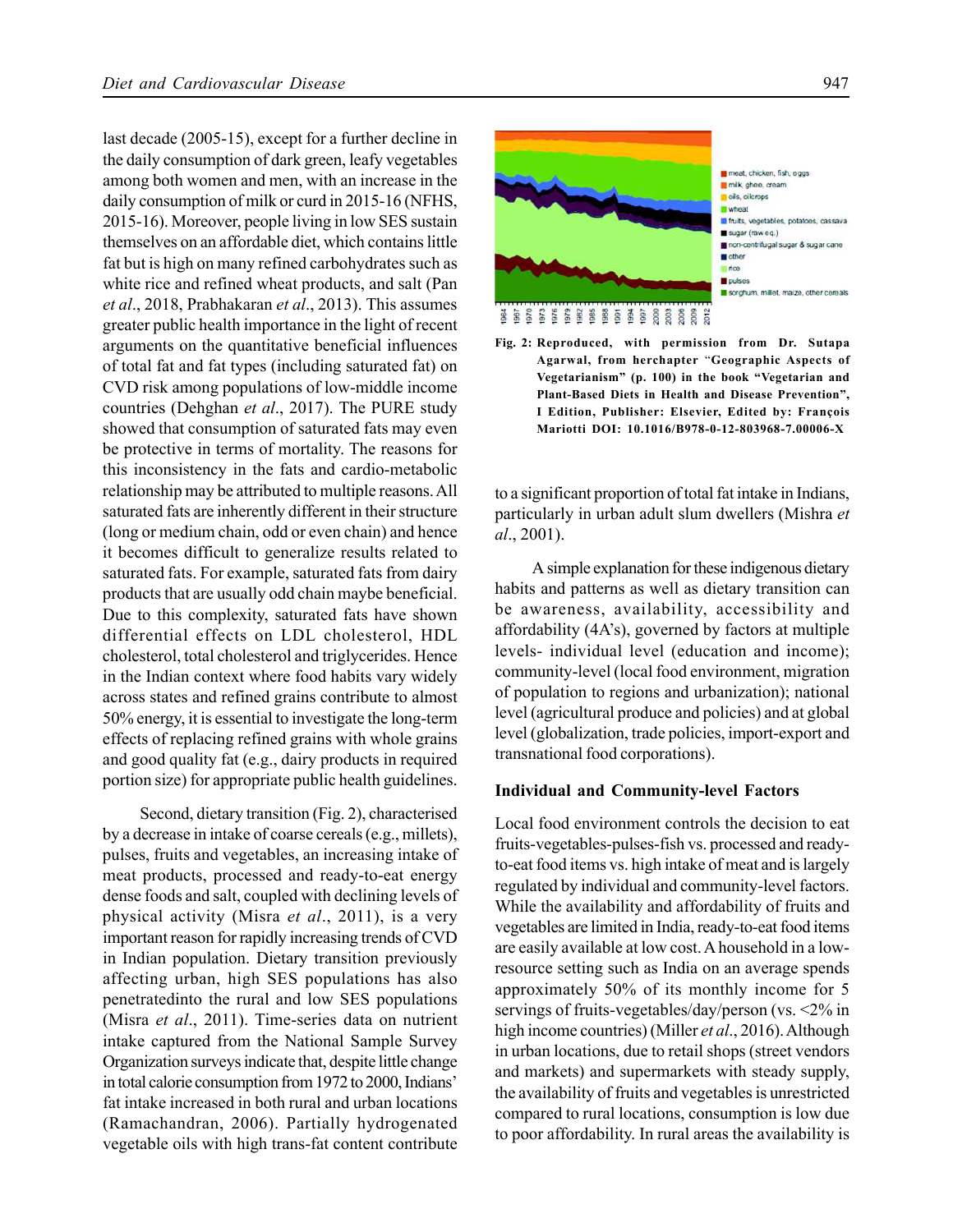last decade (2005-15), except for a further decline in the daily consumption of dark green, leafy vegetables among both women and men, with an increase in the daily consumption of milk or curd in 2015-16 (NFHS, 2015-16). Moreover, people living in low SES sustain themselves on an affordable diet, which contains little fat but is high on many refined carbohydrates such as white rice and refined wheat products, and salt (Pan *et al*., 2018, Prabhakaran *et al*., 2013). This assumes greater public health importance in the light of recent arguments on the quantitative beneficial influences of total fat and fat types (including saturated fat) on CVD risk among populations of low-middle income countries (Dehghan *et al*., 2017). The PURE study showed that consumption of saturated fats may even be protective in terms of mortality. The reasons for this inconsistency in the fats and cardio-metabolic relationship may be attributed to multiple reasons. All saturated fats are inherently different in their structure (long or medium chain, odd or even chain) and hence it becomes difficult to generalize results related to saturated fats. For example, saturated fats from dairy products that are usually odd chain maybe beneficial. Due to this complexity, saturated fats have shown differential effects on LDL cholesterol, HDL cholesterol, total cholesterol and triglycerides. Hence in the Indian context where food habits vary widely across states and refined grains contribute to almost 50% energy, it is essential to investigate the long-term effects of replacing refined grains with whole grains and good quality fat (e.g., dairy products in required portion size) for appropriate public health guidelines.

Second, dietary transition (Fig. 2), characterised by a decrease in intake of coarse cereals (e.g., millets), pulses, fruits and vegetables, an increasing intake of meat products, processed and ready-to-eat energy dense foods and salt, coupled with declining levels of physical activity (Misra *et al*., 2011), is a very important reason for rapidly increasing trends of CVD in Indian population. Dietary transition previously affecting urban, high SES populations has also penetratedinto the rural and low SES populations (Misra *et al*., 2011). Time-series data on nutrient intake captured from the National Sample Survey Organization surveys indicate that, despite little change in total calorie consumption from 1972 to 2000, Indians' fat intake increased in both rural and urban locations (Ramachandran, 2006). Partially hydrogenated vegetable oils with high trans-fat content contribute to a significant proportion of total fat intake in Indians, particularly in urban adult slum dwellers (Mishra *et al*., 2001).

**Fig. 2: Reproduced, with permission from Dr. Sutapa Agarwal, from herchapter "Geographic Aspects of Vegetarianism" (p. 100) in the book "Vegetarian and Plant-Based Diets in Health and Disease Prevention", I Edition, Publisher: Elsevier, Edited by: François Mariotti DOI: 10.1016/B978-0-12-803968-7.00006-X**

A simple explanation for these indigenous dietary habits and patterns as well as dietary transition can be awareness, availability, accessibility and affordability (4A's), governed by factors at multiple levels- individual level (education and income); community-level (local food environment, migration of population to regions and urbanization); national level (agricultural produce and policies) and at global level (globalization, trade policies, import-export and transnational food corporations).

### Individual and Community-level Factors

Local food environment controls the decision to eat fruits-vegetables-pulses-fish vs. processed and ready-to-eat food items vs. high intake of meat and is largely regulated by individual and community-level factors. While the availability and affordability of fruits and vegetables are limited in India, ready-to-eat food items are easily available at low cost. A household in a low-resource setting such as India on an average spends approximately 50% of its monthly income for 5 servings of fruits-vegetables/day/person (vs. <2% in high income countries) (Miller *et al*., 2016). Although in urban locations, due to retail shops (street vendors and markets) and supermarkets with steady supply, the availability of fruits and vegetables is unrestricted compared to rural locations, consumption is low due to poor affordability. In rural areas the availability is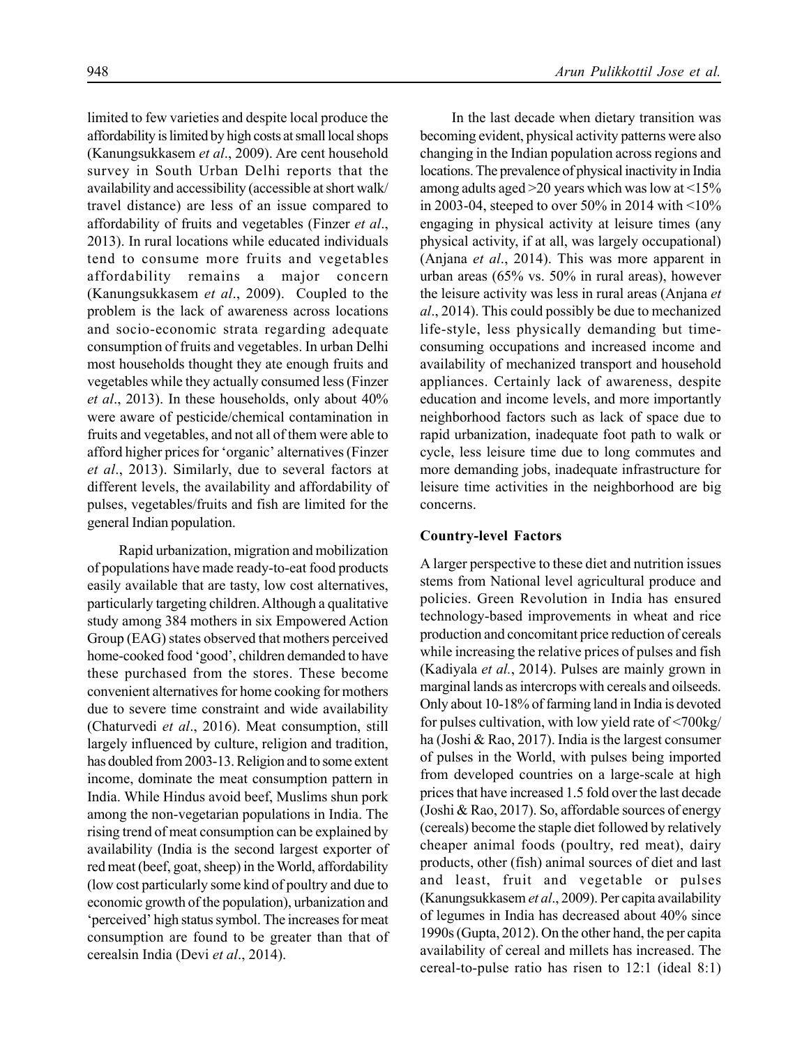limited to few varieties and despite local produce the affordability is limited by high costs at small local shops (Kanungsukkasem *et al*., 2009). Are cent household survey in South Urban Delhi reports that the availability and accessibility (accessible at short walk/ travel distance) are less of an issue compared to affordability of fruits and vegetables (Finzer *et al*., 2013). In rural locations while educated individuals tend to consume more fruits and vegetables affordability remains a major concern (Kanungsukkasem *et al*., 2009). Coupled to the problem is the lack of awareness across locations and socio-economic strata regarding adequate consumption of fruits and vegetables. In urban Delhi most households thought they ate enough fruits and vegetables while they actually consumed less (Finzer *et al*., 2013). In these households, only about 40% were aware of pesticide/chemical contamination in fruits and vegetables, and not all of them were able to afford higher prices for 'organic' alternatives (Finzer *et al*., 2013). Similarly, due to several factors at different levels, the availability and affordability of pulses, vegetables/fruits and fish are limited for the general Indian population.

Rapid urbanization, migration and mobilization of populations have made ready-to-eat food products easily available that are tasty, low cost alternatives, particularly targeting children. Although a qualitative study among 384 mothers in six Empowered Action Group (EAG) states observed that mothers perceived home-cooked food 'good', children demanded to have these purchased from the stores. These become convenient alternatives for home cooking for mothers due to severe time constraint and wide availability (Chaturvedi *et al*., 2016). Meat consumption, still largely influenced by culture, religion and tradition, has doubled from 2003-13. Religion and to some extent income, dominate the meat consumption pattern in India. While Hindus avoid beef, Muslims shun pork among the non-vegetarian populations in India. The rising trend of meat consumption can be explained by availability (India is the second largest exporter of red meat (beef, goat, sheep) in the World, affordability (low cost particularly some kind of poultry and due to economic growth of the population), urbanization and 'perceived' high status symbol. The increases for meat consumption are found to be greater than that of cerealsin India (Devi *et al*., 2014).

In the last decade when dietary transition was becoming evident, physical activity patterns were also changing in the Indian population across regions and locations. The prevalence of physical inactivity in India among adults aged >20 years which was low at <15% in 2003-04, steeped to over 50% in 2014 with <10% engaging in physical activity at leisure times (any physical activity, if at all, was largely occupational) (Anjana *et al*., 2014). This was more apparent in urban areas (65% vs. 50% in rural areas), however the leisure activity was less in rural areas (Anjana *et al*., 2014). This could possibly be due to mechanized life-style, less physically demanding but time-consuming occupations and increased income and availability of mechanized transport and household appliances. Certainly lack of awareness, despite education and income levels, and more importantly neighborhood factors such as lack of space due to rapid urbanization, inadequate foot path to walk or cycle, less leisure time due to long commutes and more demanding jobs, inadequate infrastructure for leisure time activities in the neighborhood are big concerns.

### Country-level Factors

A larger perspective to these diet and nutrition issues stems from National level agricultural produce and policies. Green Revolution in India has ensured technology-based improvements in wheat and rice production and concomitant price reduction of cereals while increasing the relative prices of pulses and fish (Kadiyala *et al.*, 2014). Pulses are mainly grown in marginal lands as intercrops with cereals and oilseeds. Only about 10-18% of farming land in India is devoted for pulses cultivation, with low yield rate of <700kg/ha (Joshi & Rao, 2017). India is the largest consumer of pulses in the World, with pulses being imported from developed countries on a large-scale at high prices that have increased 1.5 fold over the last decade (Joshi & Rao, 2017). So, affordable sources of energy (cereals) become the staple diet followed by relatively cheaper animal foods (poultry, red meat), dairy products, other (fish) animal sources of diet and last and least, fruit and vegetable or pulses (Kanungsukkasem *et al*., 2009). Per capita availability of legumes in India has decreased about 40% since 1990s (Gupta, 2012). On the other hand, the per capita availability of cereal and millets has increased. The cereal-to-pulse ratio has risen to 12:1 (ideal 8:1)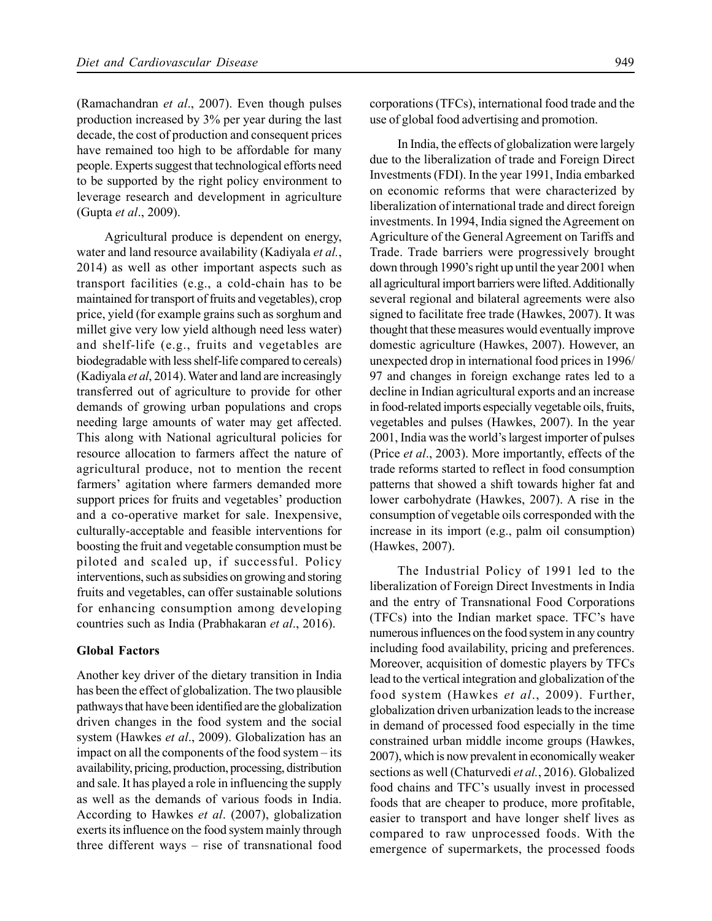(Ramachandran *et al*., 2007). Even though pulses production increased by 3% per year during the last decade, the cost of production and consequent prices have remained too high to be affordable for many people. Experts suggest that technological efforts need to be supported by the right policy environment to leverage research and development in agriculture (Gupta *et al*., 2009).

Agricultural produce is dependent on energy, water and land resource availability (Kadiyala *et al.*, 2014) as well as other important aspects such as transport facilities (e.g., a cold-chain has to be maintained for transport of fruits and vegetables), crop price, yield (for example grains such as sorghum and millet give very low yield although need less water) and shelf-life (e.g., fruits and vegetables are biodegradable with less shelf-life compared to cereals) (Kadiyala *et al*, 2014). Water and land are increasingly transferred out of agriculture to provide for other demands of growing urban populations and crops needing large amounts of water may get affected. This along with National agricultural policies for resource allocation to farmers affect the nature of agricultural produce, not to mention the recent farmers' agitation where farmers demanded more support prices for fruits and vegetables' production and a co-operative market for sale. Inexpensive, culturally-acceptable and feasible interventions for boosting the fruit and vegetable consumption must be piloted and scaled up, if successful. Policy interventions, such as subsidies on growing and storing fruits and vegetables, can offer sustainable solutions for enhancing consumption among developing countries such as India (Prabhakaran *et al*., 2016).

**Global Factors**

Another key driver of the dietary transition in India has been the effect of globalization. The two plausible pathways that have been identified are the globalization driven changes in the food system and the social system (Hawkes *et al*., 2009). Globalization has an impact on all the components of the food system – its availability, pricing, production, processing, distribution and sale. It has played a role in influencing the supply as well as the demands of various foods in India. According to Hawkes *et al*. (2007), globalization exerts its influence on the food system mainly through three different ways – rise of transnational food corporations (TFCs), international food trade and the use of global food advertising and promotion.

In India, the effects of globalization were largely due to the liberalization of trade and Foreign Direct Investments (FDI). In the year 1991, India embarked on economic reforms that were characterized by liberalization of international trade and direct foreign investments. In 1994, India signed the Agreement on Agriculture of the General Agreement on Tariffs and Trade. Trade barriers were progressively brought down through 1990's right up until the year 2001 when all agricultural import barriers were lifted. Additionally several regional and bilateral agreements were also signed to facilitate free trade (Hawkes, 2007). It was thought that these measures would eventually improve domestic agriculture (Hawkes, 2007). However, an unexpected drop in international food prices in 1996/97 and changes in foreign exchange rates led to a decline in Indian agricultural exports and an increase in food-related imports especially vegetable oils, fruits, vegetables and pulses (Hawkes, 2007). In the year 2001, India was the world's largest importer of pulses (Price *et al*., 2003). More importantly, effects of the trade reforms started to reflect in food consumption patterns that showed a shift towards higher fat and lower carbohydrate (Hawkes, 2007). A rise in the consumption of vegetable oils corresponded with the increase in its import (e.g., palm oil consumption) (Hawkes, 2007).

The Industrial Policy of 1991 led to the liberalization of Foreign Direct Investments in India and the entry of Transnational Food Corporations (TFCs) into the Indian market space. TFC's have numerous influences on the food system in any country including food availability, pricing and preferences. Moreover, acquisition of domestic players by TFCs lead to the vertical integration and globalization of the food system (Hawkes *et al*., 2009). Further, globalization driven urbanization leads to the increase in demand of processed food especially in the time constrained urban middle income groups (Hawkes, 2007), which is now prevalent in economically weaker sections as well (Chaturvedi *et al.*, 2016). Globalized food chains and TFC's usually invest in processed foods that are cheaper to produce, more profitable, easier to transport and have longer shelf lives as compared to raw unprocessed foods. With the emergence of supermarkets, the processed foods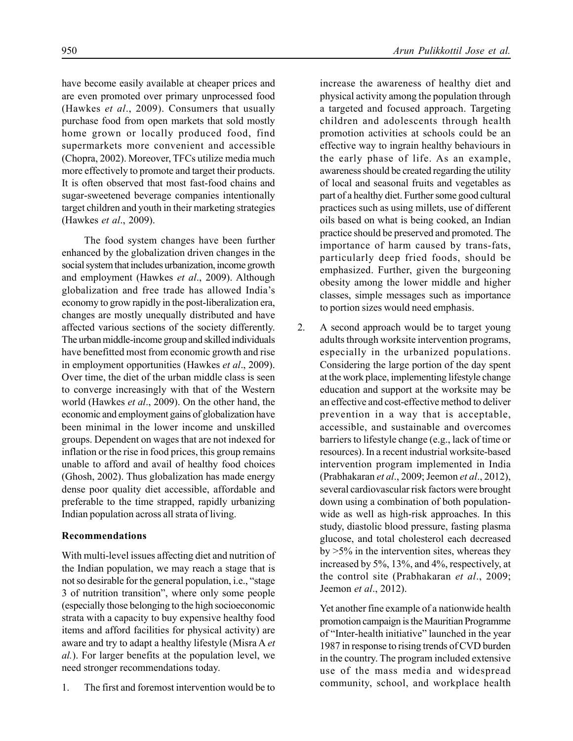have become easily available at cheaper prices and are even promoted over primary unprocessed food (Hawkes *et al*., 2009). Consumers that usually purchase food from open markets that sold mostly home grown or locally produced food, find supermarkets more convenient and accessible (Chopra, 2002). Moreover, TFCs utilize media much more effectively to promote and target their products. It is often observed that most fast-food chains and sugar-sweetened beverage companies intentionally target children and youth in their marketing strategies (Hawkes *et al*., 2009).

The food system changes have been further enhanced by the globalization driven changes in the social system that includes urbanization, income growth and employment (Hawkes *et al*., 2009). Although globalization and free trade has allowed India's economy to grow rapidly in the post-liberalization era, changes are mostly unequally distributed and have affected various sections of the society differently. The urban middle-income group and skilled individuals have benefitted most from economic growth and rise in employment opportunities (Hawkes *et al*., 2009). Over time, the diet of the urban middle class is seen to converge increasingly with that of the Western world (Hawkes *et al*., 2009). On the other hand, the economic and employment gains of globalization have been minimal in the lower income and unskilled groups. Dependent on wages that are not indexed for inflation or the rise in food prices, this group remains unable to afford and avail of healthy food choices (Ghosh, 2002). Thus globalization has made energy dense poor quality diet accessible, affordable and preferable to the time strapped, rapidly urbanizing Indian population across all strata of living.

## Recommendations

With multi-level issues affecting diet and nutrition of the Indian population, we may reach a stage that is not so desirable for the general population, i.e., "stage 3 of nutrition transition", where only some people (especially those belonging to the high socioeconomic strata with a capacity to buy expensive healthy food items and afford facilities for physical activity) are aware and try to adapt a healthy lifestyle (Misra A *et al.*). For larger benefits at the population level, we need stronger recommendations today.

1. The first and foremost intervention would be to increase the awareness of healthy diet and physical activity among the population through a targeted and focused approach. Targeting children and adolescents through health promotion activities at schools could be an effective way to ingrain healthy behaviours in the early phase of life. As an example, awareness should be created regarding the utility of local and seasonal fruits and vegetables as part of a healthy diet. Further some good cultural practices such as using millets, use of different oils based on what is being cooked, an Indian practice should be preserved and promoted. The importance of harm caused by trans-fats, particularly deep fried foods, should be emphasized. Further, given the burgeoning obesity among the lower middle and higher classes, simple messages such as importance to portion sizes would need emphasis.

2. A second approach would be to target young adults through worksite intervention programs, especially in the urbanized populations. Considering the large portion of the day spent at the work place, implementing lifestyle change education and support at the worksite may be an effective and cost-effective method to deliver prevention in a way that is acceptable, accessible, and sustainable and overcomes barriers to lifestyle change (e.g., lack of time or resources). In a recent industrial worksite-based intervention program implemented in India (Prabhakaran *et al*., 2009; Jeemon *et al*., 2012), several cardiovascular risk factors were brought down using a combination of both population-wide as well as high-risk approaches. In this study, diastolic blood pressure, fasting plasma glucose, and total cholesterol each decreased by >5% in the intervention sites, whereas they increased by 5%, 13%, and 4%, respectively, at the control site (Prabhakaran *et al*., 2009; Jeemon *et al*., 2012).

   Yet another fine example of a nationwide health promotion campaign is the Mauritian Programme of "Inter-health initiative" launched in the year 1987 in response to rising trends of CVD burden in the country. The program included extensive use of the mass media and widespread community, school, and workplace health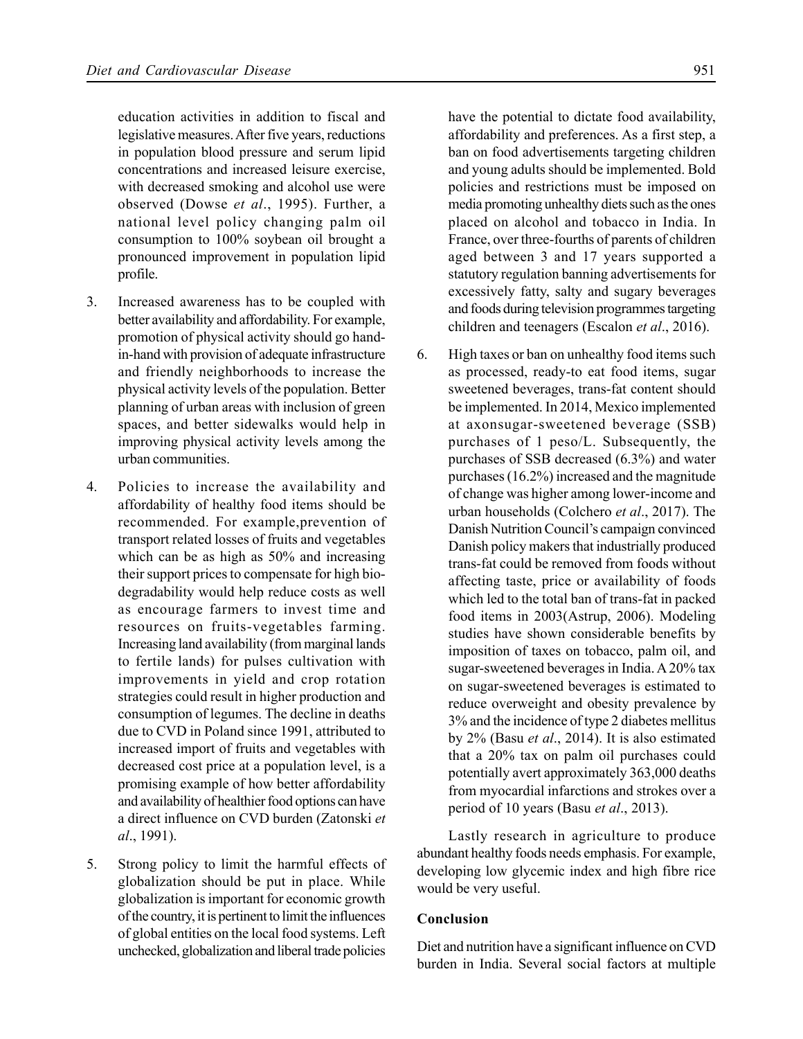education activities in addition to fiscal and legislative measures. After five years, reductions in population blood pressure and serum lipid concentrations and increased leisure exercise, with decreased smoking and alcohol use were observed (Dowse *et al*., 1995). Further, a national level policy changing palm oil consumption to 100% soybean oil brought a pronounced improvement in population lipid profile.

3. Increased awareness has to be coupled with better availability and affordability. For example, promotion of physical activity should go hand-in-hand with provision of adequate infrastructure and friendly neighborhoods to increase the physical activity levels of the population. Better planning of urban areas with inclusion of green spaces, and better sidewalks would help in improving physical activity levels among the urban communities.

4. Policies to increase the availability and affordability of healthy food items should be recommended. For example,prevention of transport related losses of fruits and vegetables which can be as high as 50% and increasing their support prices to compensate for high bio-degradability would help reduce costs as well as encourage farmers to invest time and resources on fruits-vegetables farming. Increasing land availability (from marginal lands to fertile lands) for pulses cultivation with improvements in yield and crop rotation strategies could result in higher production and consumption of legumes. The decline in deaths due to CVD in Poland since 1991, attributed to increased import of fruits and vegetables with decreased cost price at a population level, is a promising example of how better affordability and availability of healthier food options can have a direct influence on CVD burden (Zatonski *et al*., 1991).

5. Strong policy to limit the harmful effects of globalization should be put in place. While globalization is important for economic growth of the country, it is pertinent to limit the influences of global entities on the local food systems. Left unchecked, globalization and liberal trade policies have the potential to dictate food availability, affordability and preferences. As a first step, a ban on food advertisements targeting children and young adults should be implemented. Bold policies and restrictions must be imposed on media promoting unhealthy diets such as the ones placed on alcohol and tobacco in India. In France, over three-fourths of parents of children aged between 3 and 17 years supported a statutory regulation banning advertisements for excessively fatty, salty and sugary beverages and foods during television programmes targeting children and teenagers (Escalon *et al*., 2016).

6. High taxes or ban on unhealthy food items such as processed, ready-to eat food items, sugar sweetened beverages, trans-fat content should be implemented. In 2014, Mexico implemented at axonsugar-sweetened beverage (SSB) purchases of 1 peso/L. Subsequently, the purchases of SSB decreased (6.3%) and water purchases (16.2%) increased and the magnitude of change was higher among lower-income and urban households (Colchero *et al*., 2017). The Danish Nutrition Council's campaign convinced Danish policy makers that industrially produced trans-fat could be removed from foods without affecting taste, price or availability of foods which led to the total ban of trans-fat in packed food items in 2003(Astrup, 2006). Modeling studies have shown considerable benefits by imposition of taxes on tobacco, palm oil, and sugar-sweetened beverages in India. A 20% tax on sugar-sweetened beverages is estimated to reduce overweight and obesity prevalence by 3% and the incidence of type 2 diabetes mellitus by 2% (Basu *et al*., 2014). It is also estimated that a 20% tax on palm oil purchases could potentially avert approximately 363,000 deaths from myocardial infarctions and strokes over a period of 10 years (Basu *et al*., 2013).

Lastly research in agriculture to produce abundant healthy foods needs emphasis. For example, developing low glycemic index and high fibre rice would be very useful.

## Conclusion

Diet and nutrition have a significant influence on CVD burden in India. Several social factors at multiple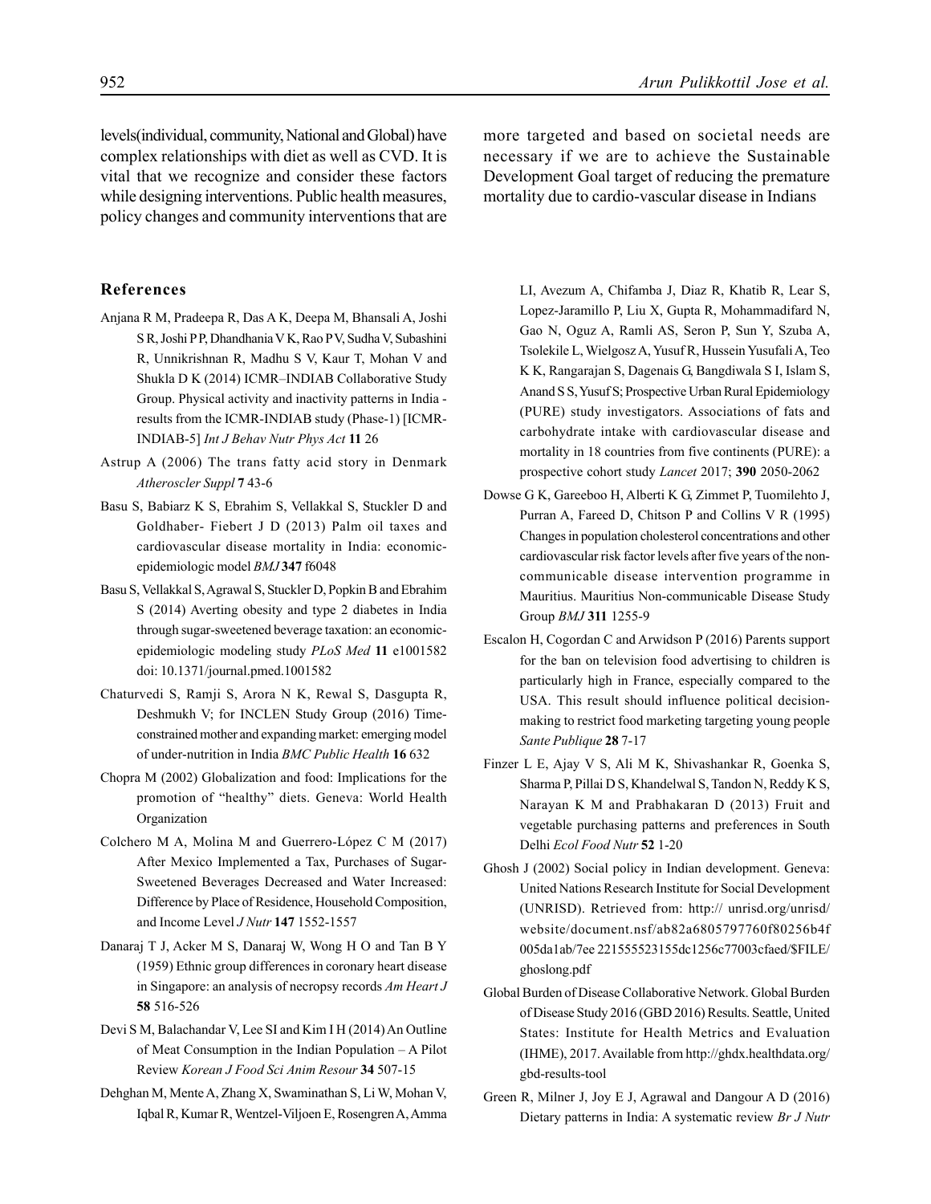levels(individual, community, National and Global) have complex relationships with diet as well as CVD. It is vital that we recognize and consider these factors while designing interventions. Public health measures, policy changes and community interventions that are more targeted and based on societal needs are necessary if we are to achieve the Sustainable Development Goal target of reducing the premature mortality due to cardio-vascular disease in Indians

## References

Anjana R M, Pradeepa R, Das A K, Deepa M, Bhansali A, Joshi S R, Joshi P P, Dhandhania V K, Rao P V, Sudha V, Subashini R, Unnikrishnan R, Madhu S V, Kaur T, Mohan V and Shukla D K (2014) ICMR–INDIAB Collaborative Study Group. Physical activity and inactivity patterns in India - results from the ICMR-INDIAB study (Phase-1) [ICMR-INDIAB-5] *Int J Behav Nutr Phys Act* **11** 26

Astrup A (2006) The trans fatty acid story in Denmark *Atheroscler Suppl* **7** 43-6

Basu S, Babiarz K S, Ebrahim S, Vellakkal S, Stuckler D and Goldhaber- Fiebert J D (2013) Palm oil taxes and cardiovascular disease mortality in India: economic-epidemiologic model *BMJ* **347** f6048

Basu S, Vellakkal S, Agrawal S, Stuckler D, Popkin B and Ebrahim S (2014) Averting obesity and type 2 diabetes in India through sugar-sweetened beverage taxation: an economic-epidemiologic modeling study *PLoS Med* **11** e1001582 doi: 10.1371/journal.pmed.1001582

Chaturvedi S, Ramji S, Arora N K, Rewal S, Dasgupta R, Deshmukh V; for INCLEN Study Group (2016) Time-constrained mother and expanding market: emerging model of under-nutrition in India *BMC Public Health* **16** 632

Chopra M (2002) Globalization and food: Implications for the promotion of "healthy" diets. Geneva: World Health Organization

Colchero M A, Molina M and Guerrero-López C M (2017) After Mexico Implemented a Tax, Purchases of Sugar-Sweetened Beverages Decreased and Water Increased: Difference by Place of Residence, Household Composition, and Income Level *J Nutr* **147** 1552-1557

Danaraj T J, Acker M S, Danaraj W, Wong H O and Tan B Y (1959) Ethnic group differences in coronary heart disease in Singapore: an analysis of necropsy records *Am Heart J* **58** 516-526

Devi S M, Balachandar V, Lee SI and Kim I H (2014) An Outline of Meat Consumption in the Indian Population – A Pilot Review *Korean J Food Sci Anim Resour* **34** 507-15

Dehghan M, Mente A, Zhang X, Swaminathan S, Li W, Mohan V, Iqbal R, Kumar R, Wentzel-Viljoen E, Rosengren A, Amma LI, Avezum A, Chifamba J, Diaz R, Khatib R, Lear S, Lopez-Jaramillo P, Liu X, Gupta R, Mohammadifard N, Gao N, Oguz A, Ramli AS, Seron P, Sun Y, Szuba A, Tsolekile L, Wielgosz A, Yusuf R, Hussein Yusufali A, Teo K K, Rangarajan S, Dagenais G, Bangdiwala S I, Islam S, Anand S S, Yusuf S; Prospective Urban Rural Epidemiology (PURE) study investigators. Associations of fats and carbohydrate intake with cardiovascular disease and mortality in 18 countries from five continents (PURE): a prospective cohort study *Lancet* 2017; **390** 2050-2062

Dowse G K, Gareeboo H, Alberti K G, Zimmet P, Tuomilehto J, Purran A, Fareed D, Chitson P and Collins V R (1995) Changes in population cholesterol concentrations and other cardiovascular risk factor levels after five years of the non-communicable disease intervention programme in Mauritius. Mauritius Non-communicable Disease Study Group *BMJ* **311** 1255-9

Escalon H, Cogordan C and Arwidson P (2016) Parents support for the ban on television food advertising to children is particularly high in France, especially compared to the USA. This result should influence political decision-making to restrict food marketing targeting young people *Sante Publique* **28** 7-17

Finzer L E, Ajay V S, Ali M K, Shivashankar R, Goenka S, Sharma P, Pillai D S, Khandelwal S, Tandon N, Reddy K S, Narayan K M and Prabhakaran D (2013) Fruit and vegetable purchasing patterns and preferences in South Delhi *Ecol Food Nutr* **52** 1-20

Ghosh J (2002) Social policy in Indian development. Geneva: United Nations Research Institute for Social Development (UNRISD). Retrieved from: http:// unrisd.org/unrisd/website/document.nsf/ab82a6805797760f80256b4f005da1ab/7ee 221555523155dc1256c77003cfaed/$FILE/ghoslong.pdf

Global Burden of Disease Collaborative Network. Global Burden of Disease Study 2016 (GBD 2016) Results. Seattle, United States: Institute for Health Metrics and Evaluation (IHME), 2017. Available from http://ghdx.healthdata.org/gbd-results-tool

Green R, Milner J, Joy E J, Agrawal and Dangour A D (2016) Dietary patterns in India: A systematic review *Br J Nutr*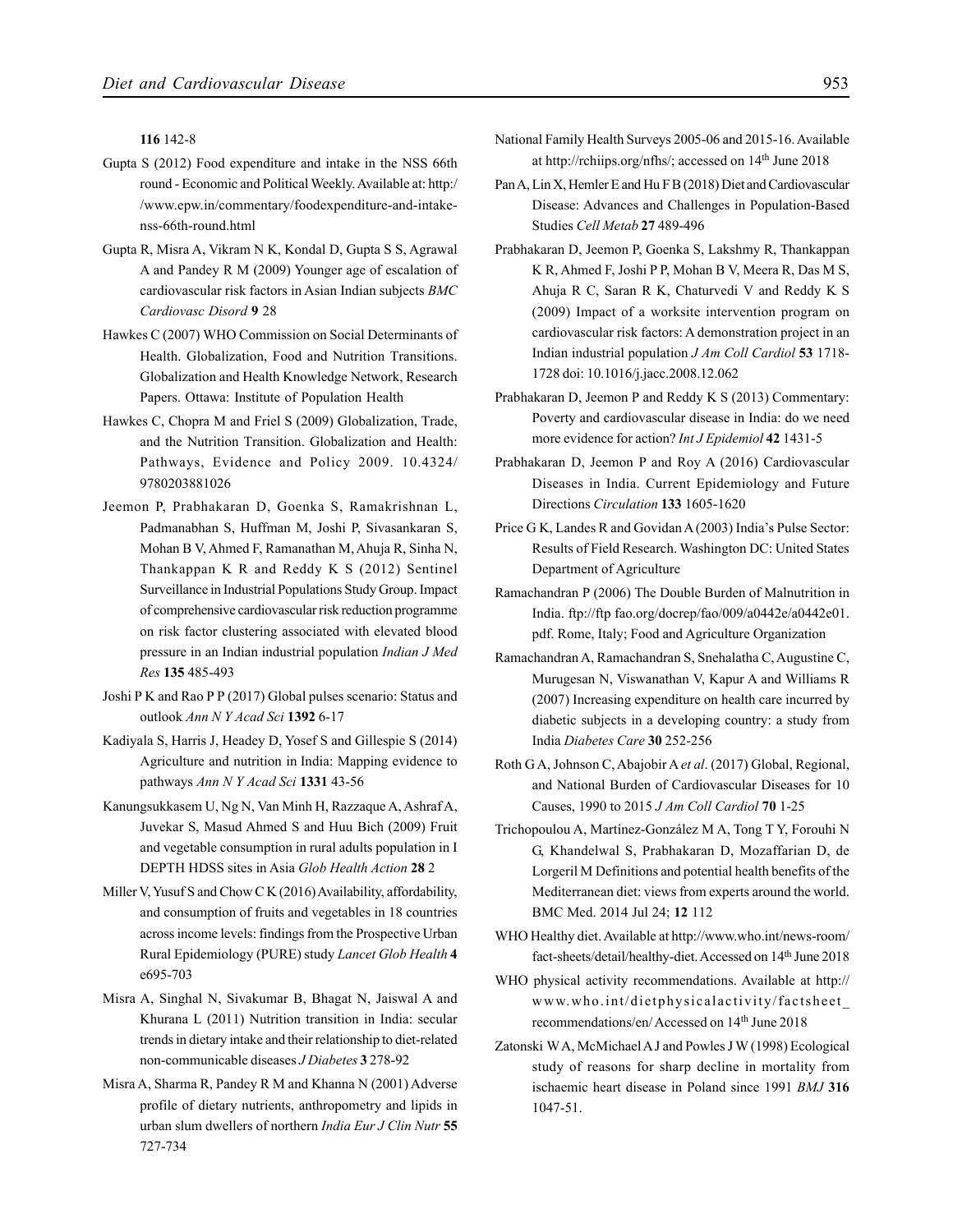**116** 142-8

Gupta S (2012) Food expenditure and intake in the NSS 66th round - Economic and Political Weekly. Available at: http://www.epw.in/commentary/foodexpenditure-and-intake-nss-66th-round.html

Gupta R, Misra A, Vikram N K, Kondal D, Gupta S S, Agrawal A and Pandey R M (2009) Younger age of escalation of cardiovascular risk factors in Asian Indian subjects *BMC Cardiovasc Disord* **9** 28

Hawkes C (2007) WHO Commission on Social Determinants of Health. Globalization, Food and Nutrition Transitions. Globalization and Health Knowledge Network, Research Papers. Ottawa: Institute of Population Health

Hawkes C, Chopra M and Friel S (2009) Globalization, Trade, and the Nutrition Transition. Globalization and Health: Pathways, Evidence and Policy 2009. 10.4324/9780203881026

Jeemon P, Prabhakaran D, Goenka S, Ramakrishnan L, Padmanabhan S, Huffman M, Joshi P, Sivasankaran S, Mohan B V, Ahmed F, Ramanathan M, Ahuja R, Sinha N, Thankappan K R and Reddy K S (2012) Sentinel Surveillance in Industrial Populations Study Group. Impact of comprehensive cardiovascular risk reduction programme on risk factor clustering associated with elevated blood pressure in an Indian industrial population *Indian J Med Res* **135** 485-493

Joshi P K and Rao P P (2017) Global pulses scenario: Status and outlook *Ann N Y Acad Sci* **1392** 6-17

Kadiyala S, Harris J, Headey D, Yosef S and Gillespie S (2014) Agriculture and nutrition in India: Mapping evidence to pathways *Ann N Y Acad Sci* **1331** 43-56

Kanungsukkasem U, Ng N, Van Minh H, Razzaque A, Ashraf A, Juvekar S, Masud Ahmed S and Huu Bich (2009) Fruit and vegetable consumption in rural adults population in I DEPTH HDSS sites in Asia *Glob Health Action* **28** 2

Miller V, Yusuf S and Chow C K (2016) Availability, affordability, and consumption of fruits and vegetables in 18 countries across income levels: findings from the Prospective Urban Rural Epidemiology (PURE) study *Lancet Glob Health* **4** e695-703

Misra A, Singhal N, Sivakumar B, Bhagat N, Jaiswal A and Khurana L (2011) Nutrition transition in India: secular trends in dietary intake and their relationship to diet-related non-communicable diseases *J Diabetes* **3** 278-92

Misra A, Sharma R, Pandey R M and Khanna N (2001) Adverse profile of dietary nutrients, anthropometry and lipids in urban slum dwellers of northern *India Eur J Clin Nutr* **55** 727-734

National Family Health Surveys 2005-06 and 2015-16. Available at http://rchiips.org/nfhs/; accessed on 14th June 2018

Pan A, Lin X, Hemler E and Hu F B (2018) Diet and Cardiovascular Disease: Advances and Challenges in Population-Based Studies *Cell Metab* **27** 489-496

Prabhakaran D, Jeemon P, Goenka S, Lakshmy R, Thankappan K R, Ahmed F, Joshi P P, Mohan B V, Meera R, Das M S, Ahuja R C, Saran R K, Chaturvedi V and Reddy K S (2009) Impact of a worksite intervention program on cardiovascular risk factors: A demonstration project in an Indian industrial population *J Am Coll Cardiol* **53** 1718-1728 doi: 10.1016/j.jacc.2008.12.062

Prabhakaran D, Jeemon P and Reddy K S (2013) Commentary: Poverty and cardiovascular disease in India: do we need more evidence for action? *Int J Epidemiol* **42** 1431-5

Prabhakaran D, Jeemon P and Roy A (2016) Cardiovascular Diseases in India. Current Epidemiology and Future Directions *Circulation* **133** 1605-1620

Price G K, Landes R and Govidan A (2003) India's Pulse Sector: Results of Field Research. Washington DC: United States Department of Agriculture

Ramachandran P (2006) The Double Burden of Malnutrition in India. ftp://ftp fao.org/docrep/fao/009/a0442e/a0442e01.pdf. Rome, Italy; Food and Agriculture Organization

Ramachandran A, Ramachandran S, Snehalatha C, Augustine C, Murugesan N, Viswanathan V, Kapur A and Williams R (2007) Increasing expenditure on health care incurred by diabetic subjects in a developing country: a study from India *Diabetes Care* **30** 252-256

Roth G A, Johnson C, Abajobir A *et al*. (2017) Global, Regional, and National Burden of Cardiovascular Diseases for 10 Causes, 1990 to 2015 *J Am Coll Cardiol* **70** 1-25

Trichopoulou A, Martínez-González M A, Tong T Y, Forouhi N G, Khandelwal S, Prabhakaran D, Mozaffarian D, de Lorgeril M Definitions and potential health benefits of the Mediterranean diet: views from experts around the world. BMC Med. 2014 Jul 24; **12** 112

WHO Healthy diet. Available at http://www.who.int/news-room/fact-sheets/detail/healthy-diet. Accessed on 14th June 2018

WHO physical activity recommendations. Available at http://www.who.int/dietphysicalactivity/factsheet_recommendations/en/ Accessed on 14th June 2018

Zatonski W A, McMichael A J and Powles J W (1998) Ecological study of reasons for sharp decline in mortality from ischaemic heart disease in Poland since 1991 *BMJ* **316** 1047-51.